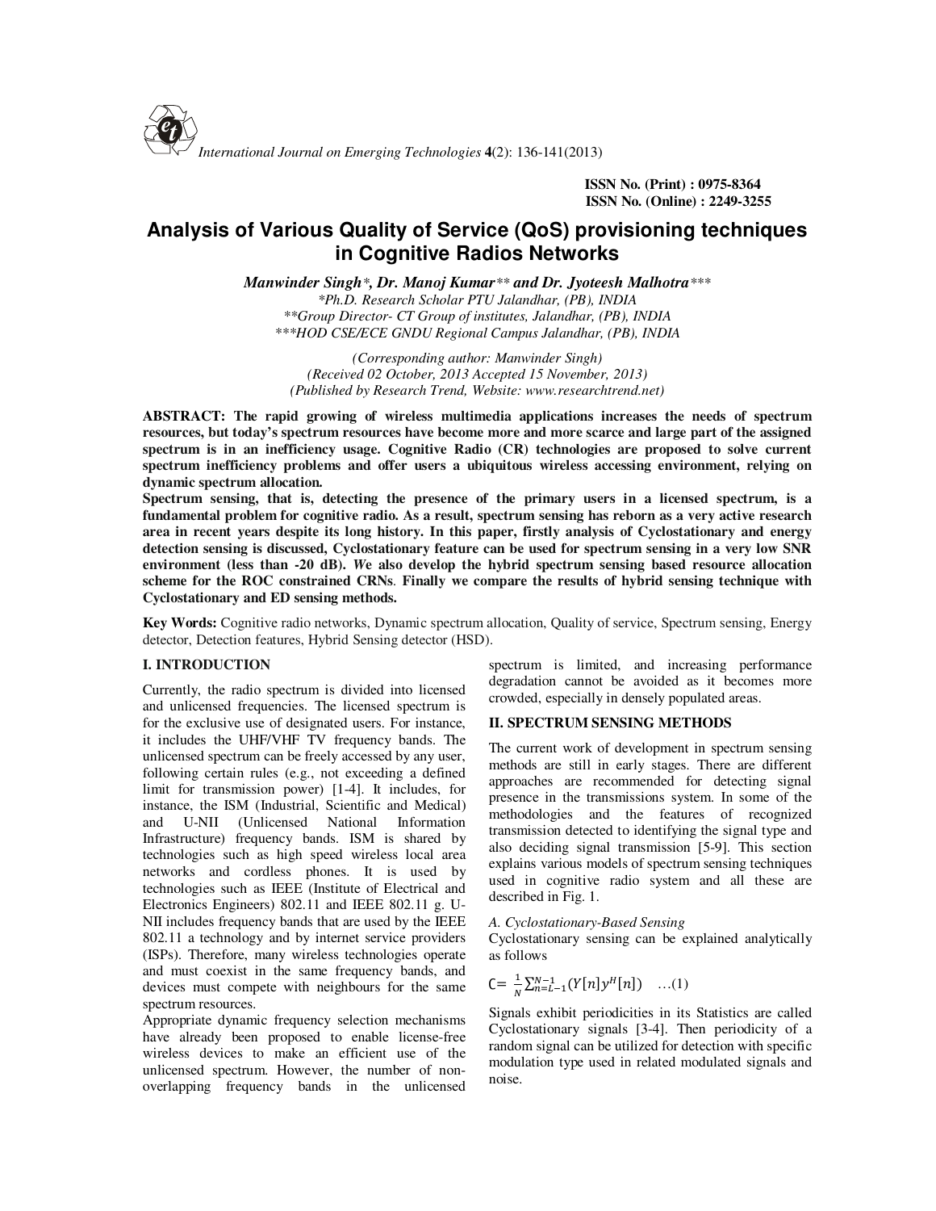ISSN No. (Print) : 0975-8364
ISSN No. (Online) : 2249-3255

# Analysis of Various Quality of Service (QoS) provisioning techniques in Cognitive Radios Networks

***Manwinder Singh\*, Dr. Manoj Kumar\*\* and Dr. Jyoteesh Malhotra\*\*\****

*\*Ph.D. Research Scholar PTU Jalandhar, (PB), INDIA*
*\*\*Group Director- CT Group of institutes, Jalandhar, (PB), INDIA*
*\*\*\*HOD CSE/ECE GNDU Regional Campus Jalandhar, (PB), INDIA*

*(Corresponding author: Manwinder Singh)*
*(Received 02 October, 2013 Accepted 15 November, 2013)*
*(Published by Research Trend, Website: www.researchtrend.net)*

**ABSTRACT: The rapid growing of wireless multimedia applications increases the needs of spectrum resources, but today's spectrum resources have become more and more scarce and large part of the assigned spectrum is in an inefficiency usage. Cognitive Radio (CR) technologies are proposed to solve current spectrum inefficiency problems and offer users a ubiquitous wireless accessing environment, relying on dynamic spectrum allocation.**

**Spectrum sensing, that is, detecting the presence of the primary users in a licensed spectrum, is a fundamental problem for cognitive radio. As a result, spectrum sensing has reborn as a very active research area in recent years despite its long history. In this paper, firstly analysis of Cyclostationary and energy detection sensing is discussed, Cyclostationary feature can be used for spectrum sensing in a very low SNR environment (less than -20 dB). We also develop the hybrid spectrum sensing based resource allocation scheme for the ROC constrained CRNs. Finally we compare the results of hybrid sensing technique with Cyclostationary and ED sensing methods.**

**Key Words:** Cognitive radio networks, Dynamic spectrum allocation, Quality of service, Spectrum sensing, Energy detector, Detection features, Hybrid Sensing detector (HSD).

## I. INTRODUCTION

Currently, the radio spectrum is divided into licensed and unlicensed frequencies. The licensed spectrum is for the exclusive use of designated users. For instance, it includes the UHF/VHF TV frequency bands. The unlicensed spectrum can be freely accessed by any user, following certain rules (e.g., not exceeding a defined limit for transmission power) [1-4]. It includes, for instance, the ISM (Industrial, Scientific and Medical) and U-NII (Unlicensed National Information Infrastructure) frequency bands. ISM is shared by technologies such as high speed wireless local area networks and cordless phones. It is used by technologies such as IEEE (Institute of Electrical and Electronics Engineers) 802.11 and IEEE 802.11 g. U-NII includes frequency bands that are used by the IEEE 802.11 a technology and by internet service providers (ISPs). Therefore, many wireless technologies operate and must coexist in the same frequency bands, and devices must compete with neighbours for the same spectrum resources.

Appropriate dynamic frequency selection mechanisms have already been proposed to enable license-free wireless devices to make an efficient use of the unlicensed spectrum. However, the number of non-overlapping frequency bands in the unlicensed spectrum is limited, and increasing performance degradation cannot be avoided as it becomes more crowded, especially in densely populated areas.

## II. SPECTRUM SENSING METHODS

The current work of development in spectrum sensing methods are still in early stages. There are different approaches are recommended for detecting signal presence in the transmissions system. In some of the methodologies and the features of recognized transmission detected to identifying the signal type and also deciding signal transmission [5-9]. This section explains various models of spectrum sensing techniques used in cognitive radio system and all these are described in Fig. 1.

### *A. Cyclostationary-Based Sensing*

Cyclostationary sensing can be explained analytically as follows

$$C = \frac{1}{N}\sum_{n=L-1}^{N-1}(Y[n]y^{H}[n]) \quad \ldots(1)$$

Signals exhibit periodicities in its Statistics are called Cyclostationary signals [3-4]. Then periodicity of a random signal can be utilized for detection with specific modulation type used in related modulated signals and noise.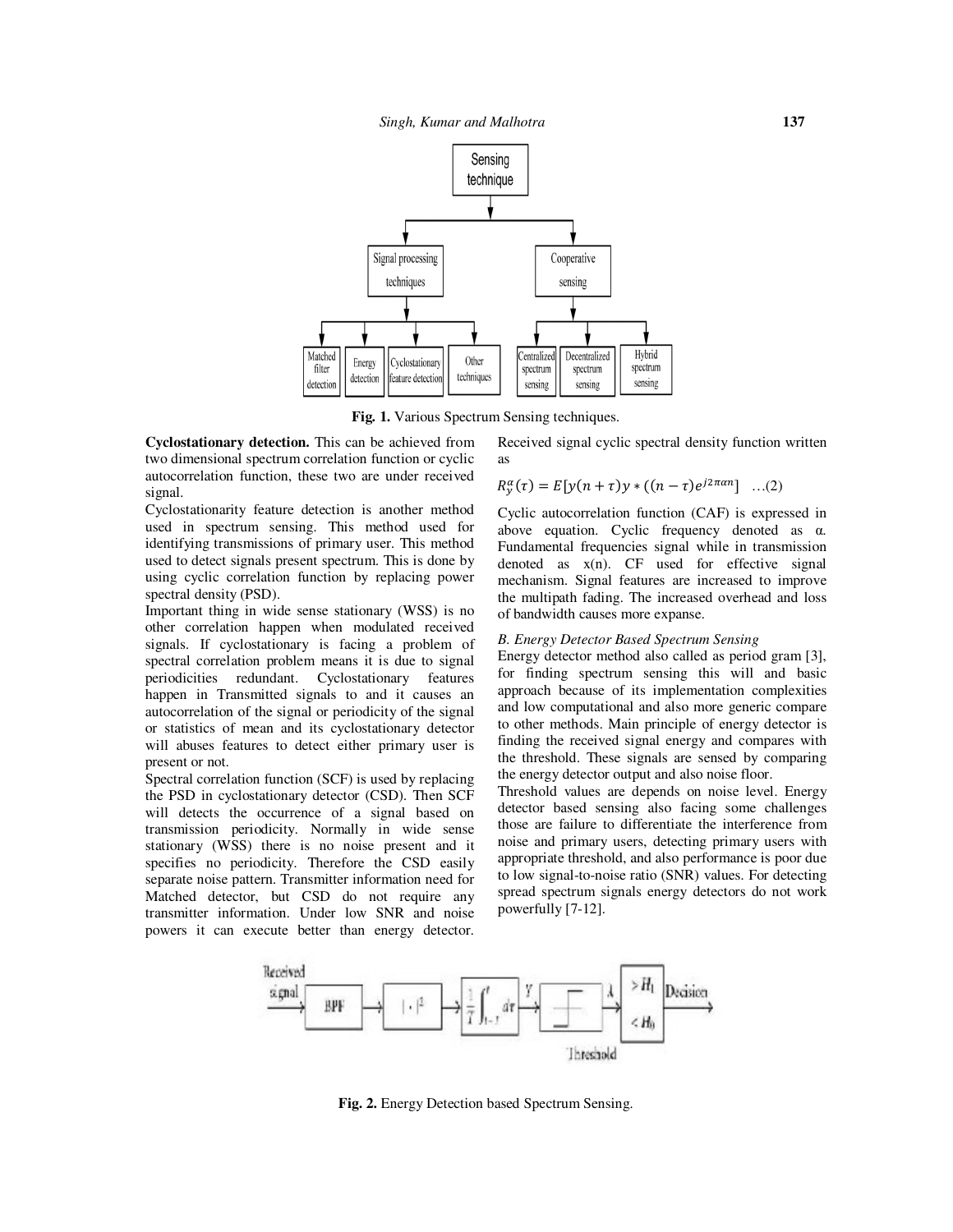Fig. 1. Various Spectrum Sensing techniques.

**Cyclostationary detection.** This can be achieved from two dimensional spectrum correlation function or cyclic autocorrelation function, these two are under received signal.

Cyclostationarity feature detection is another method used in spectrum sensing. This method used for identifying transmissions of primary user. This method used to detect signals present spectrum. This is done by using cyclic correlation function by replacing power spectral density (PSD).

Important thing in wide sense stationary (WSS) is no other correlation happen when modulated received signals. If cyclostationary is facing a problem of spectral correlation problem means it is due to signal periodicities redundant. Cyclostationary features happen in Transmitted signals to and it causes an autocorrelation of the signal or periodicity of the signal or statistics of mean and its cyclostationary detector will abuses features to detect either primary user is present or not.

Spectral correlation function (SCF) is used by replacing the PSD in cyclostationary detector (CSD). Then SCF will detects the occurrence of a signal based on transmission periodicity. Normally in wide sense stationary (WSS) there is no noise present and it specifies no periodicity. Therefore the CSD easily separate noise pattern. Transmitter information need for Matched detector, but CSD do not require any transmitter information. Under low SNR and noise powers it can execute better than energy detector. Received signal cyclic spectral density function written as

$$R_y^{\alpha}(\tau) = E[y(n+\tau)y*((n-\tau)e^{j2\pi\alpha n}] \quad \ldots(2)$$

Cyclic autocorrelation function (CAF) is expressed in above equation. Cyclic frequency denoted as α. Fundamental frequencies signal while in transmission denoted as x(n). CF used for effective signal mechanism. Signal features are increased to improve the multipath fading. The increased overhead and loss of bandwidth causes more expanse.

*B. Energy Detector Based Spectrum Sensing*

Energy detector method also called as period gram [3], for finding spectrum sensing this will and basic approach because of its implementation complexities and low computational and also more generic compare to other methods. Main principle of energy detector is finding the received signal energy and compares with the threshold. These signals are sensed by comparing the energy detector output and also noise floor.

Threshold values are depends on noise level. Energy detector based sensing also facing some challenges those are failure to differentiate the interference from noise and primary users, detecting primary users with appropriate threshold, and also performance is poor due to low signal-to-noise ratio (SNR) values. For detecting spread spectrum signals energy detectors do not work powerfully [7-12].

Fig. 2. Energy Detection based Spectrum Sensing.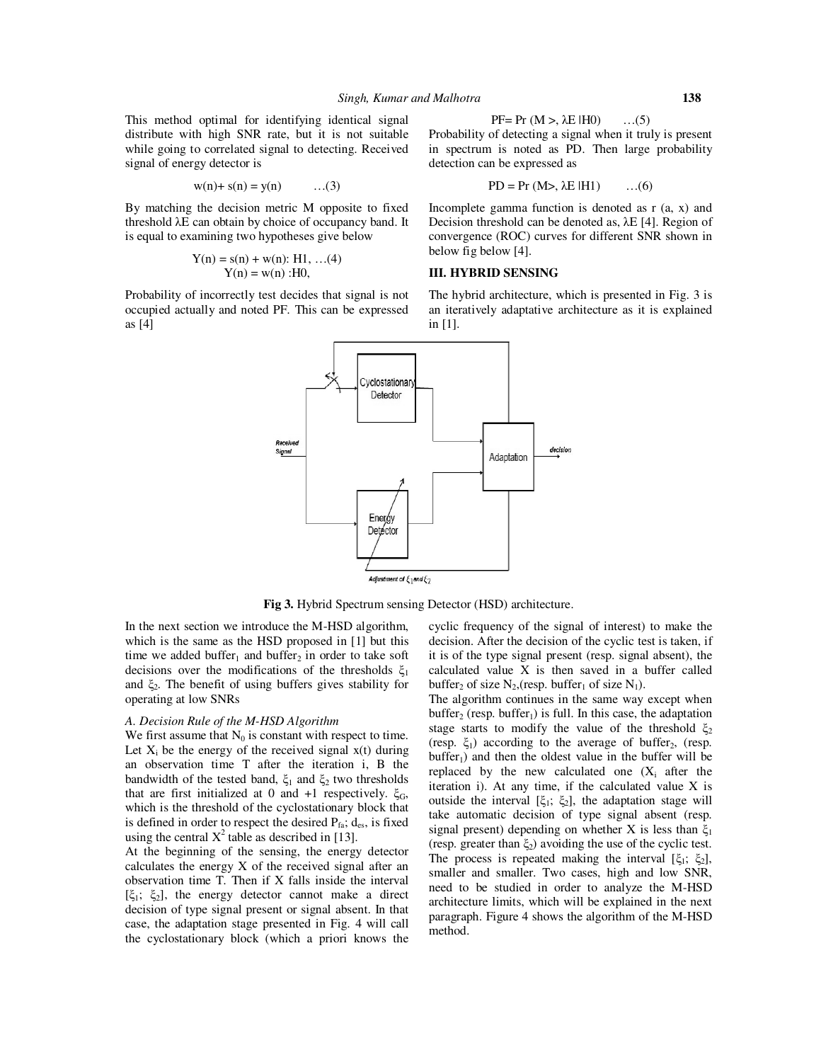This method optimal for identifying identical signal distribute with high SNR rate, but it is not suitable while going to correlated signal to detecting. Received signal of energy detector is

$$w(n)+ s(n) = y(n) \qquad \ldots(3)$$

By matching the decision metric M opposite to fixed threshold λE can obtain by choice of occupancy band. It is equal to examining two hypotheses give below

$$Y(n) = s(n) + w(n): H1, \ldots(4)$$
$$Y(n) = w(n) :H0,$$

Probability of incorrectly test decides that signal is not occupied actually and noted PF. This can be expressed as [4]

$$PF= \Pr (M >, \lambda E |H0) \qquad \ldots(5)$$

Probability of detecting a signal when it truly is present in spectrum is noted as PD. Then large probability detection can be expressed as

$$PD = \Pr (M>, \lambda E |H1) \qquad \ldots(6)$$

Incomplete gamma function is denoted as r (a, x) and Decision threshold can be denoted as, λE [4]. Region of convergence (ROC) curves for different SNR shown in below fig below [4].

## III. HYBRID SENSING

The hybrid architecture, which is presented in Fig. 3 is an iteratively adaptative architecture as it is explained in [1].

**Fig 3.** Hybrid Spectrum sensing Detector (HSD) architecture.

In the next section we introduce the M-HSD algorithm, which is the same as the HSD proposed in [1] but this time we added $buffer_1$ and $buffer_2$ in order to take soft decisions over the modifications of the thresholds $\xi_1$ and $\xi_2$. The benefit of using buffers gives stability for operating at low SNRs

### *A. Decision Rule of the M-HSD Algorithm*

We first assume that $N_0$ is constant with respect to time. Let $X_i$ be the energy of the received signal x(t) during an observation time T after the iteration i, B the bandwidth of the tested band, $\xi_1$ and $\xi_2$ two thresholds that are first initialized at 0 and +1 respectively. $\xi_G$, which is the threshold of the cyclostationary block that is defined in order to respect the desired $P_{fa}$; $d_{es}$, is fixed using the central $X^2$ table as described in [13].

At the beginning of the sensing, the energy detector calculates the energy X of the received signal after an observation time T. Then if X falls inside the interval [$\xi_1$; $\xi_2$], the energy detector cannot make a direct decision of type signal present or signal absent. In that case, the adaptation stage presented in Fig. 4 will call the cyclostationary block (which a priori knows the cyclic frequency of the signal of interest) to make the decision. After the decision of the cyclic test is taken, if it is of the type signal present (resp. signal absent), the calculated value X is then saved in a buffer called $buffer_2$ of size $N_2$,(resp. $buffer_1$ of size $N_1$).

The algorithm continues in the same way except when $buffer_2$ (resp. $buffer_1$) is full. In this case, the adaptation stage starts to modify the value of the threshold $\xi_2$ (resp. $\xi_1$) according to the average of $buffer_2$, (resp. $buffer_1$) and then the oldest value in the buffer will be replaced by the new calculated one ($X_i$ after the iteration i). At any time, if the calculated value X is outside the interval [$\xi_1$; $\xi_2$], the adaptation stage will take automatic decision of type signal absent (resp. signal present) depending on whether X is less than $\xi_1$ (resp. greater than $\xi_2$) avoiding the use of the cyclic test. The process is repeated making the interval [$\xi_1$; $\xi_2$], smaller and smaller. Two cases, high and low SNR, need to be studied in order to analyze the M-HSD architecture limits, which will be explained in the next paragraph. Figure 4 shows the algorithm of the M-HSD method.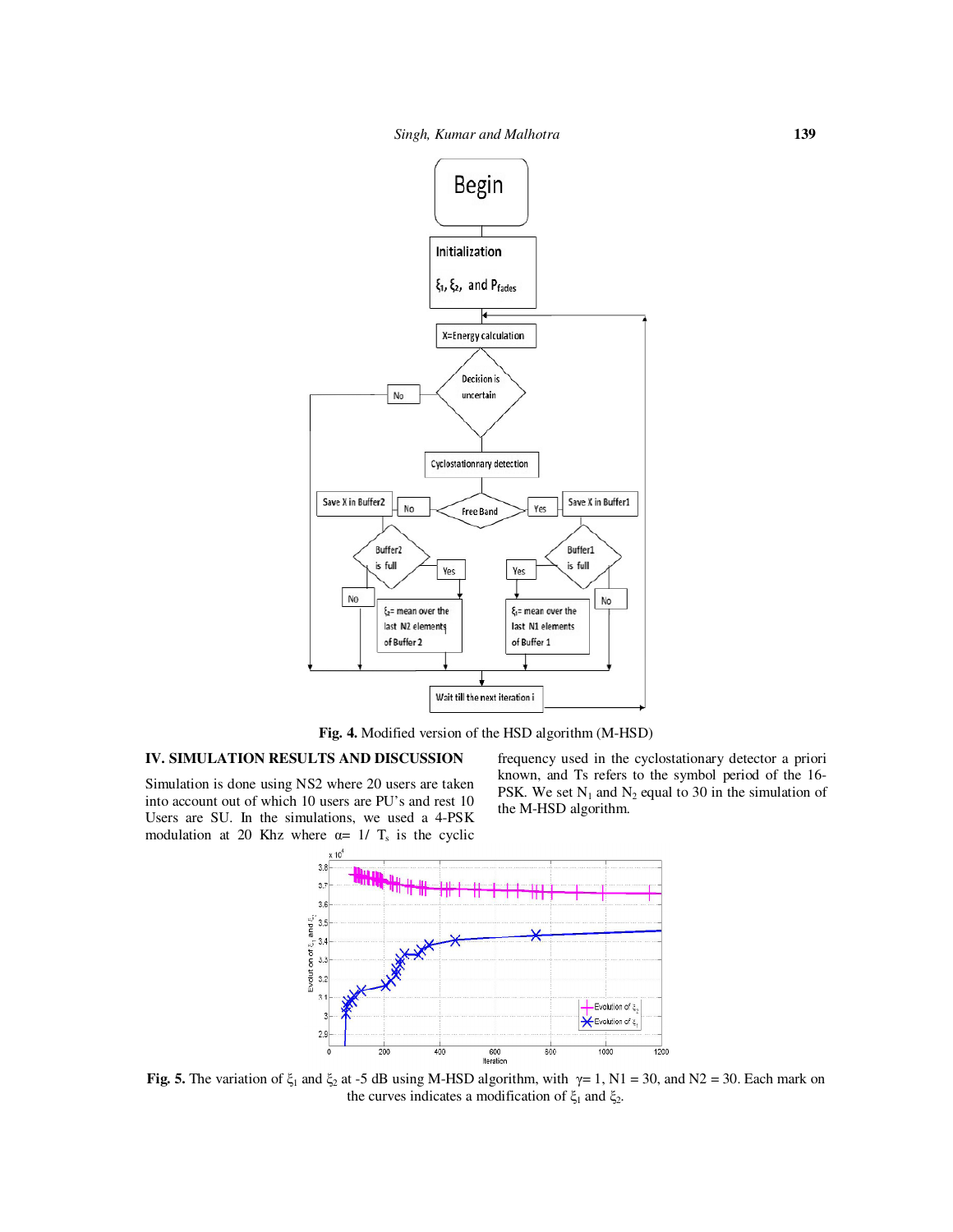**Fig. 4.** Modified version of the HSD algorithm (M-HSD)

## IV. SIMULATION RESULTS AND DISCUSSION

Simulation is done using NS2 where 20 users are taken into account out of which 10 users are PU's and rest 10 Users are SU. In the simulations, we used a 4-PSK modulation at 20 Khz where $\alpha = 1/T_s$ is the cyclic frequency used in the cyclostationary detector a priori known, and Ts refers to the symbol period of the 16-PSK. We set $N_1$ and $N_2$ equal to 30 in the simulation of the M-HSD algorithm.

**Fig. 5.** The variation of $\xi_1$ and $\xi_2$ at -5 dB using M-HSD algorithm, with $\gamma = 1$, N1 = 30, and N2 = 30. Each mark on the curves indicates a modification of $\xi_1$ and $\xi_2$.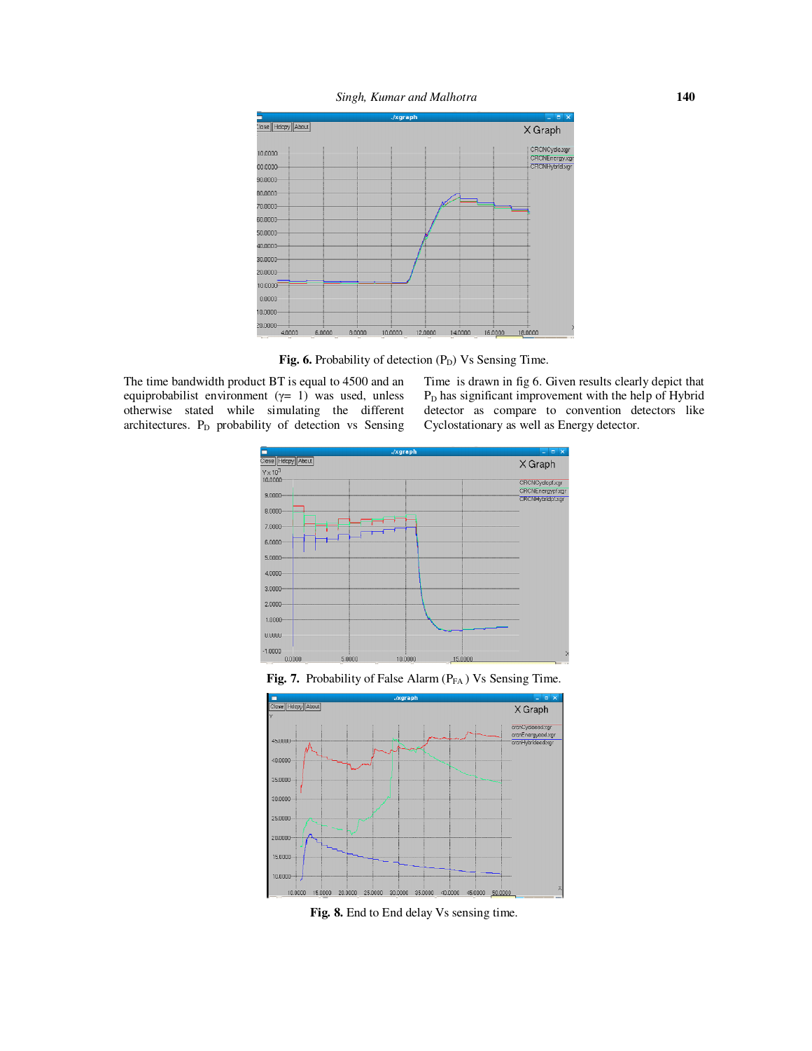**Fig. 6.** Probability of detection ($P_D$) Vs Sensing Time.

The time bandwidth product BT is equal to 4500 and an equiprobabilist environment ($\gamma = 1$) was used, unless otherwise stated while simulating the different architectures. $P_D$ probability of detection vs Sensing Time is drawn in fig 6. Given results clearly depict that $P_D$ has significant improvement with the help of Hybrid detector as compare to convention detectors like Cyclostationary as well as Energy detector.

**Fig. 7.** Probability of False Alarm ($P_{FA}$) Vs Sensing Time.

**Fig. 8.** End to End delay Vs sensing time.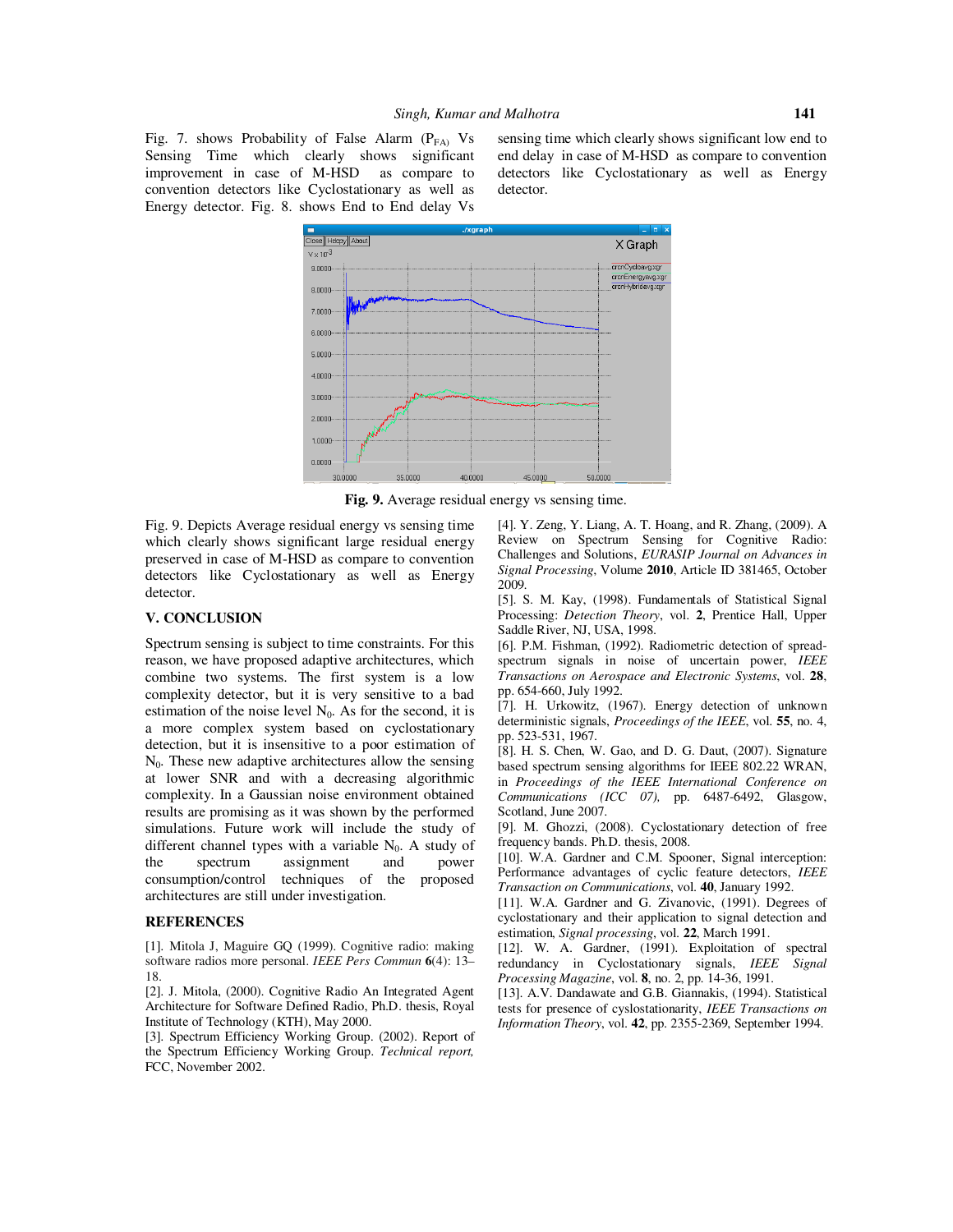Fig. 7. shows Probability of False Alarm ($P_{FA}$) Vs Sensing Time which clearly shows significant improvement in case of M-HSD as compare to convention detectors like Cyclostationary as well as Energy detector. Fig. 8. shows End to End delay Vs sensing time which clearly shows significant low end to end delay in case of M-HSD as compare to convention detectors like Cyclostationary as well as Energy detector.

./xgraph

Close Hdcpy About

X Graph

Y x $10^{-3}$

9.0000
8.0000
7.0000
6.0000
5.0000
4.0000
3.0000
2.0000
1.0000
0.0000

30.0000 35.0000 40.0000 45.0000 50.0000

crcnCycloavg.xgr
crcnEnergyavg.xgr
crcnHybridavg.xgr

**Fig. 9.** Average residual energy vs sensing time.

Fig. 9. Depicts Average residual energy vs sensing time which clearly shows significant large residual energy preserved in case of M-HSD as compare to convention detectors like Cyclostationary as well as Energy detector.

## V. CONCLUSION

Spectrum sensing is subject to time constraints. For this reason, we have proposed adaptive architectures, which combine two systems. The first system is a low complexity detector, but it is very sensitive to a bad estimation of the noise level $N_0$. As for the second, it is a more complex system based on cyclostationary detection, but it is insensitive to a poor estimation of $N_0$. These new adaptive architectures allow the sensing at lower SNR and with a decreasing algorithmic complexity. In a Gaussian noise environment obtained results are promising as it was shown by the performed simulations. Future work will include the study of different channel types with a variable $N_0$. A study of the spectrum assignment and power consumption/control techniques of the proposed architectures are still under investigation.

## REFERENCES

[1]. Mitola J, Maguire GQ (1999). Cognitive radio: making software radios more personal. *IEEE Pers Commun* **6**(4): 13–18.

[2]. J. Mitola, (2000). Cognitive Radio An Integrated Agent Architecture for Software Defined Radio, Ph.D. thesis, Royal Institute of Technology (KTH), May 2000.

[3]. Spectrum Efficiency Working Group. (2002). Report of the Spectrum Efficiency Working Group. *Technical report,* FCC, November 2002.

[4]. Y. Zeng, Y. Liang, A. T. Hoang, and R. Zhang, (2009). A Review on Spectrum Sensing for Cognitive Radio: Challenges and Solutions, *EURASIP Journal on Advances in Signal Processing*, Volume **2010**, Article ID 381465, October 2009.

[5]. S. M. Kay, (1998). Fundamentals of Statistical Signal Processing: *Detection Theory*, vol. **2**, Prentice Hall, Upper Saddle River, NJ, USA, 1998.

[6]. P.M. Fishman, (1992). Radiometric detection of spread-spectrum signals in noise of uncertain power, *IEEE Transactions on Aerospace and Electronic Systems*, vol. **28**, pp. 654-660, July 1992.

[7]. H. Urkowitz, (1967). Energy detection of unknown deterministic signals, *Proceedings of the IEEE*, vol. **55**, no. 4, pp. 523-531, 1967.

[8]. H. S. Chen, W. Gao, and D. G. Daut, (2007). Signature based spectrum sensing algorithms for IEEE 802.22 WRAN, in *Proceedings of the IEEE International Conference on Communications (ICC 07),* pp. 6487-6492, Glasgow, Scotland, June 2007.

[9]. M. Ghozzi, (2008). Cyclostationary detection of free frequency bands. Ph.D. thesis, 2008.

[10]. W.A. Gardner and C.M. Spooner, Signal interception: Performance advantages of cyclic feature detectors, *IEEE Transaction on Communications*, vol. **40**, January 1992.

[11]. W.A. Gardner and G. Zivanovic, (1991). Degrees of cyclostationary and their application to signal detection and estimation, *Signal processing*, vol. **22**, March 1991.

[12]. W. A. Gardner, (1991). Exploitation of spectral redundancy in Cyclostationary signals, *IEEE Signal Processing Magazine*, vol. **8**, no. 2, pp. 14-36, 1991.

[13]. A.V. Dandawate and G.B. Giannakis, (1994). Statistical tests for presence of cyslostationarity, *IEEE Transactions on Information Theory*, vol. **42**, pp. 2355-2369, September 1994.